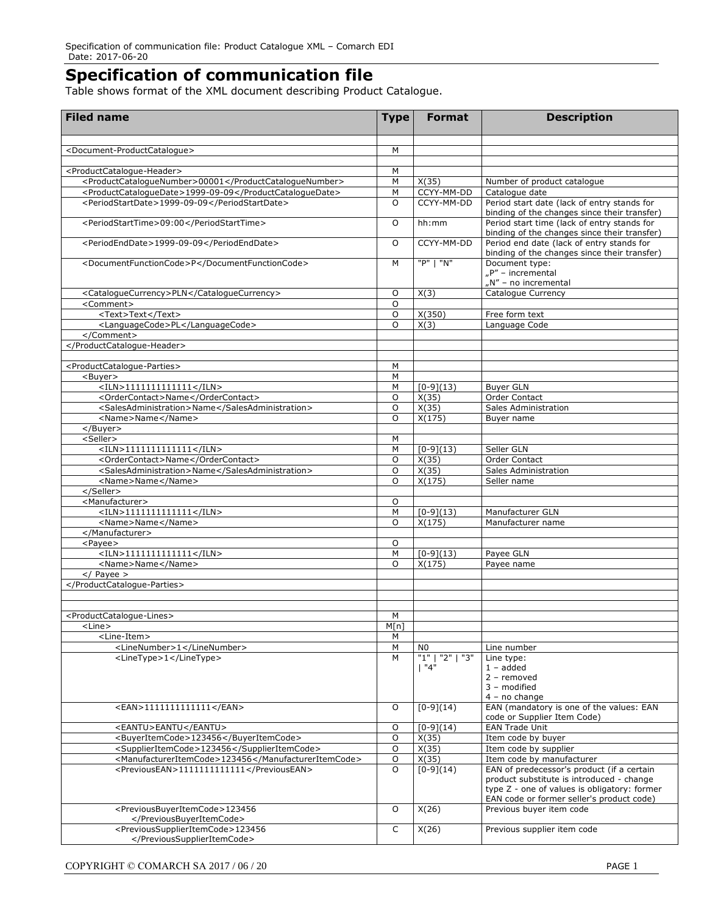# Specification of communication file

Table shows format of the XML document describing Product Catalogue.

| Filed name | Type | Format | Description |
|---|---|---|---|
| | | | |
| <Document-ProductCatalogue> | M | | |
| | | | |
| <ProductCatalogue-Header> | M | | |
| <ProductCatalogueNumber>00001</ProductCatalogueNumber> | M | X(35) | Number of product catalogue |
| <ProductCatalogueDate>1999-09-09</ProductCatalogueDate> | M | CCYY-MM-DD | Catalogue date |
| <PeriodStartDate>1999-09-09</PeriodStartDate> | O | CCYY-MM-DD | Period start date (lack of entry stands for binding of the changes since their transfer) |
| <PeriodStartTime>09:00</PeriodStartTime> | O | hh:mm | Period start time (lack of entry stands for binding of the changes since their transfer) |
| <PeriodEndDate>1999-09-09</PeriodEndDate> | O | CCYY-MM-DD | Period end date (lack of entry stands for binding of the changes since their transfer) |
| <DocumentFunctionCode>P</DocumentFunctionCode> | M | "P" \| "N" | Document type: „P" – incremental „N" – no incremental |
| <CatalogueCurrency>PLN</CatalogueCurrency> | O | X(3) | Catalogue Currency |
| <Comment> | O | | |
| <Text>Text</Text> | O | X(350) | Free form text |
| <LanguageCode>PL</LanguageCode> | O | X(3) | Language Code |
| </Comment> | | | |
| </ProductCatalogue-Header> | | | |
| | | | |
| <ProductCatalogue-Parties> | M | | |
| <Buyer> | M | | |
| <ILN>1111111111111</ILN> | M | [0-9](13) | Buyer GLN |
| <OrderContact>Name</OrderContact> | O | X(35) | Order Contact |
| <SalesAdministration>Name</SalesAdministration> | O | X(35) | Sales Administration |
| <Name>Name</Name> | O | X(175) | Buyer name |
| </Buyer> | | | |
| <Seller> | M | | |
| <ILN>1111111111111</ILN> | M | [0-9](13) | Seller GLN |
| <OrderContact>Name</OrderContact> | O | X(35) | Order Contact |
| <SalesAdministration>Name</SalesAdministration> | O | X(35) | Sales Administration |
| <Name>Name</Name> | O | X(175) | Seller name |
| </Seller> | | | |
| <Manufacturer> | O | | |
| <ILN>1111111111111</ILN> | M | [0-9](13) | Manufacturer GLN |
| <Name>Name</Name> | O | X(175) | Manufacturer name |
| </Manufacturer> | | | |
| <Payee> | O | | |
| <ILN>1111111111111</ILN> | M | [0-9](13) | Payee GLN |
| <Name>Name</Name> | O | X(175) | Payee name |
| </ Payee > | | | |
| </ProductCatalogue-Parties> | | | |
| | | | |
| | | | |
| <ProductCatalogue-Lines> | M | | |
| <Line> | M[n] | | |
| <Line-Item> | M | | |
| <LineNumber>1</LineNumber> | M | N0 | Line number |
| <LineType>1</LineType> | M | "1" \| "2" \| "3" \| "4" | Line type: 1 – added 2 – removed 3 – modified 4 – no change |
| <EAN>1111111111111</EAN> | O | [0-9](14) | EAN (mandatory is one of the values: EAN code or Supplier Item Code) |
| <EANTU>EANTU</EANTU> | O | [0-9](14) | EAN Trade Unit |
| <BuyerItemCode>123456</BuyerItemCode> | O | X(35) | Item code by buyer |
| <SupplierItemCode>123456</SupplierItemCode> | O | X(35) | Item code by supplier |
| <ManufacturerItemCode>123456</ManufacturerItemCode> | O | X(35) | Item code by manufacturer |
| <PreviousEAN>1111111111111</PreviousEAN> | O | [0-9](14) | EAN of predecessor's product (if a certain product substitute is introduced - change type Z - one of values is obligatory: former EAN code or former seller's product code) |
| <PreviousBuyerItemCode>123456 </PreviousBuyerItemCode> | O | X(26) | Previous buyer item code |
| <PreviousSupplierItemCode>123456 </PreviousSupplierItemCode> | C | X(26) | Previous supplier item code |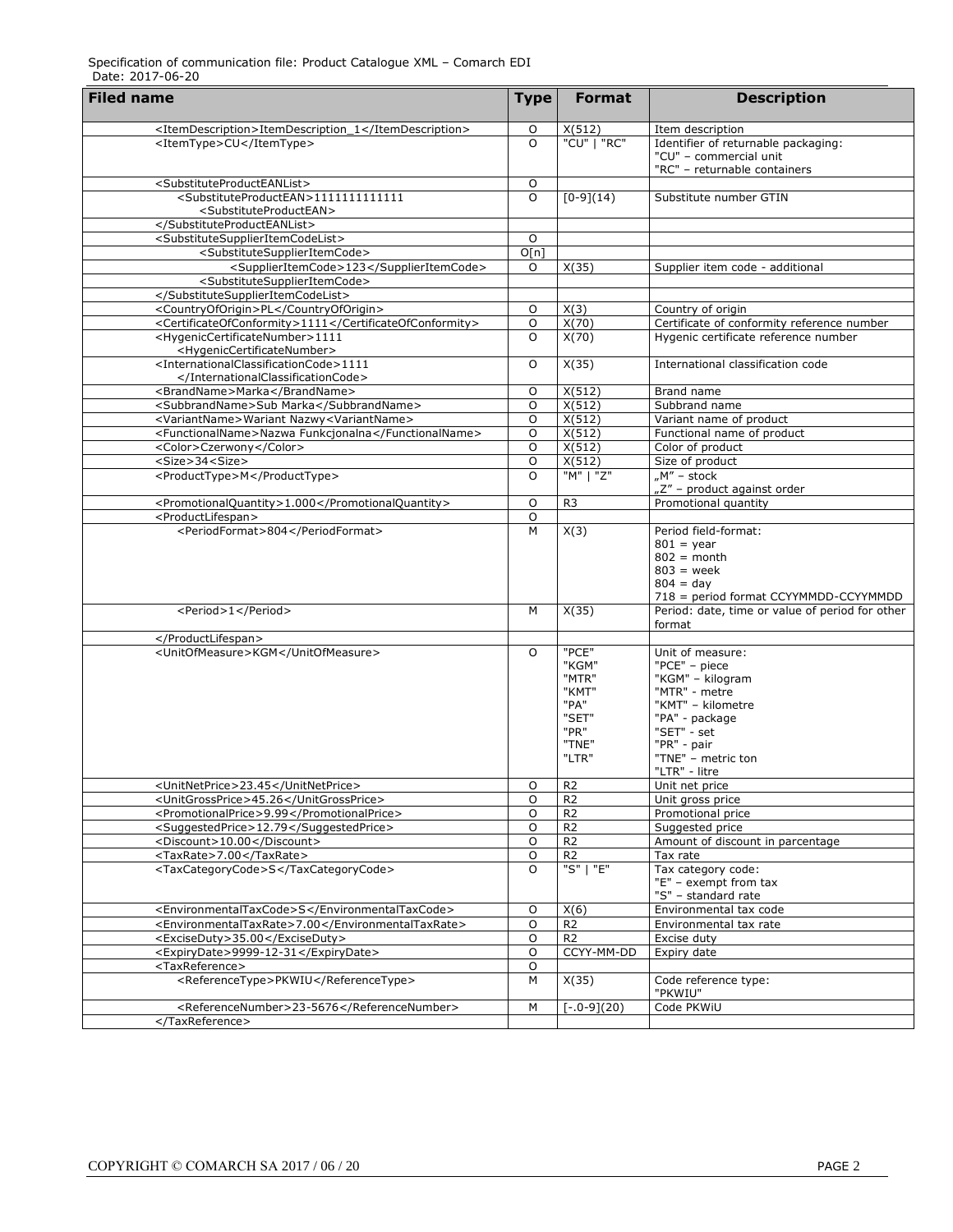| Filed name | Type | Format | Description |
|---|---|---|---|
| <ItemDescription>ItemDescription_1</ItemDescription> | O | X(512) | Item description |
| <ItemType>CU</ItemType> | O | "CU" \| "RC" | Identifier of returnable packaging:<br>"CU" – commercial unit<br>"RC" – returnable containers |
| <SubstituteProductEANList> | O | | |
| <SubstituteProductEAN>1111111111111<SubstituteProductEAN> | O | [0-9](14) | Substitute number GTIN |
| </SubstituteProductEANList> | | | |
| <SubstituteSupplierItemCodeList> | O | | |
| <SubstituteSupplierItemCode> | O[n] | | |
| <SupplierItemCode>123</SupplierItemCode> | O | X(35) | Supplier item code - additional |
| <SubstituteSupplierItemCode> | | | |
| </SubstituteSupplierItemCodeList> | | | |
| <CountryOfOrigin>PL</CountryOfOrigin> | O | X(3) | Country of origin |
| <CertificateOfConformity>1111</CertificateOfConformity> | O | X(70) | Certificate of conformity reference number |
| <HygenicCertificateNumber>1111<HygenicCertificateNumber> | O | X(70) | Hygenic certificate reference number |
| <InternationalClassificationCode>1111</InternationalClassificationCode> | O | X(35) | International classification code |
| <BrandName>Marka</BrandName> | O | X(512) | Brand name |
| <SubbrandName>Sub Marka</SubbrandName> | O | X(512) | Subbrand name |
| <VariantName>Wariant Nazwy<VariantName> | O | X(512) | Variant name of product |
| <FunctionalName>Nazwa Funkcjonalna</FunctionalName> | O | X(512) | Functional name of product |
| <Color>Czerwony</Color> | O | X(512) | Color of product |
| <Size>34<Size> | O | X(512) | Size of product |
| <ProductType>M</ProductType> | O | "M" \| "Z" | „M" – stock<br>„Z" – product against order |
| <PromotionalQuantity>1.000</PromotionalQuantity> | O | R3 | Promotional quantity |
| <ProductLifespan> | O | | |
| <PeriodFormat>804</PeriodFormat> | M | X(3) | Period field-format:<br>801 = year<br>802 = month<br>803 = week<br>804 = day<br>718 = period format CCYYMMDD-CCYYMMDD |
| <Period>1</Period> | M | X(35) | Period: date, time or value of period for other format |
| </ProductLifespan> | | | |
| <UnitOfMeasure>KGM</UnitOfMeasure> | O | "PCE"<br>"KGM"<br>"MTR"<br>"KMT"<br>"PA"<br>"SET"<br>"PR"<br>"TNE"<br>"LTR" | Unit of measure:<br>"PCE" – piece<br>"KGM" – kilogram<br>"MTR" - metre<br>"KMT" – kilometre<br>"PA" - package<br>"SET" - set<br>"PR" - pair<br>"TNE" – metric ton<br>"LTR" - litre |
| <UnitNetPrice>23.45</UnitNetPrice> | O | R2 | Unit net price |
| <UnitGrossPrice>45.26</UnitGrossPrice> | O | R2 | Unit gross price |
| <PromotionalPrice>9.99</PromotionalPrice> | O | R2 | Promotional price |
| <SuggestedPrice>12.79</SuggestedPrice> | O | R2 | Suggested price |
| <Discount>10.00</Discount> | O | R2 | Amount of discount in parcentage |
| <TaxRate>7.00</TaxRate> | O | R2 | Tax rate |
| <TaxCategoryCode>S</TaxCategoryCode> | O | "S" \| "E" | Tax category code:<br>"E" – exempt from tax<br>"S" – standard rate |
| <EnvironmentalTaxCode>S</EnvironmentalTaxCode> | O | X(6) | Environmental tax code |
| <EnvironmentalTaxRate>7.00</EnvironmentalTaxRate> | O | R2 | Environmental tax rate |
| <ExciseDuty>35.00</ExciseDuty> | O | R2 | Excise duty |
| <ExpiryDate>9999-12-31</ExpiryDate> | O | CCYY-MM-DD | Expiry date |
| <TaxReference> | O | | |
| <ReferenceType>PKWIU</ReferenceType> | M | X(35) | Code reference type:<br>"PKWIU" |
| <ReferenceNumber>23-5676</ReferenceNumber> | M | [-.0-9](20) | Code PKWiU |
| </TaxReference> | | | |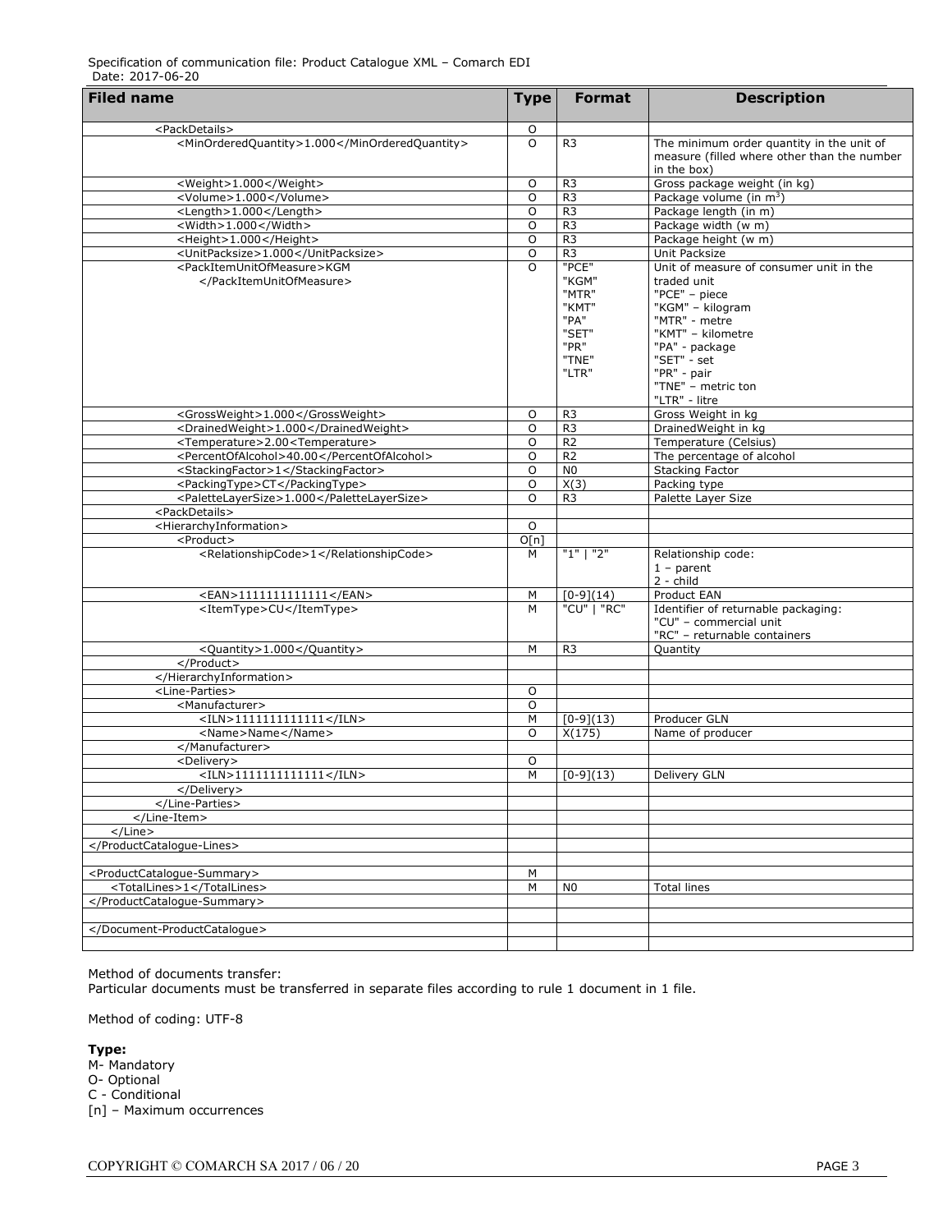| Filed name | Type | Format | Description |
|---|---|---|---|
| <PackDetails> | O | | |
| <MinOrderedQuantity>1.000</MinOrderedQuantity> | O | R3 | The minimum order quantity in the unit of measure (filled where other than the number in the box) |
| <Weight>1.000</Weight> | O | R3 | Gross package weight (in kg) |
| <Volume>1.000</Volume> | O | R3 | Package volume (in $m^3$) |
| <Length>1.000</Length> | O | R3 | Package length (in m) |
| <Width>1.000</Width> | O | R3 | Package width (w m) |
| <Height>1.000</Height> | O | R3 | Package height (w m) |
| <UnitPacksize>1.000</UnitPacksize> | O | R3 | Unit Packsize |
| <PackItemUnitOfMeasure>KGM </PackItemUnitOfMeasure> | O | "PCE" "KGM" "MTR" "KMT" "PA" "SET" "PR" "TNE" "LTR" | Unit of measure of consumer unit in the traded unit "PCE" – piece "KGM" – kilogram "MTR" - metre "KMT" – kilometre "PA" - package "SET" - set "PR" - pair "TNE" – metric ton "LTR" - litre |
| <GrossWeight>1.000</GrossWeight> | O | R3 | Gross Weight in kg |
| <DrainedWeight>1.000</DrainedWeight> | O | R3 | DrainedWeight in kg |
| <Temperature>2.00<Temperature> | O | R2 | Temperature (Celsius) |
| <PercentOfAlcohol>40.00</PercentOfAlcohol> | O | R2 | The percentage of alcohol |
| <StackingFactor>1</StackingFactor> | O | N0 | Stacking Factor |
| <PackingType>CT</PackingType> | O | X(3) | Packing type |
| <PaletteLayerSize>1.000</PaletteLayerSize> | O | R3 | Palette Layer Size |
| <PackDetails> | | | |
| <HierarchyInformation> | O | | |
| <Product> | O[n] | | |
| <RelationshipCode>1</RelationshipCode> | M | "1" \| "2" | Relationship code: 1 – parent 2 - child |
| <EAN>1111111111111</EAN> | M | [0-9](14) | Product EAN |
| <ItemType>CU</ItemType> | M | "CU" \| "RC" | Identifier of returnable packaging: "CU" – commercial unit "RC" – returnable containers |
| <Quantity>1.000</Quantity> | M | R3 | Quantity |
| </Product> | | | |
| </HierarchyInformation> | | | |
| <Line-Parties> | O | | |
| <Manufacturer> | O | | |
| <ILN>1111111111111</ILN> | M | [0-9](13) | Producer GLN |
| <Name>Name</Name> | O | X(175) | Name of producer |
| </Manufacturer> | | | |
| <Delivery> | O | | |
| <ILN>1111111111111</ILN> | M | [0-9](13) | Delivery GLN |
| </Delivery> | | | |
| </Line-Parties> | | | |
| </Line-Item> | | | |
| </Line> | | | |
| </ProductCatalogue-Lines> | | | |
| | | | |
| <ProductCatalogue-Summary> | M | | |
| <TotalLines>1</TotalLines> | M | N0 | Total lines |
| </ProductCatalogue-Summary> | | | |
| | | | |
| </Document-ProductCatalogue> | | | |
| | | | |

Method of documents transfer:
Particular documents must be transferred in separate files according to rule 1 document in 1 file.

Method of coding: UTF-8

**Type:**
M- Mandatory
O- Optional
C - Conditional
[n] – Maximum occurrences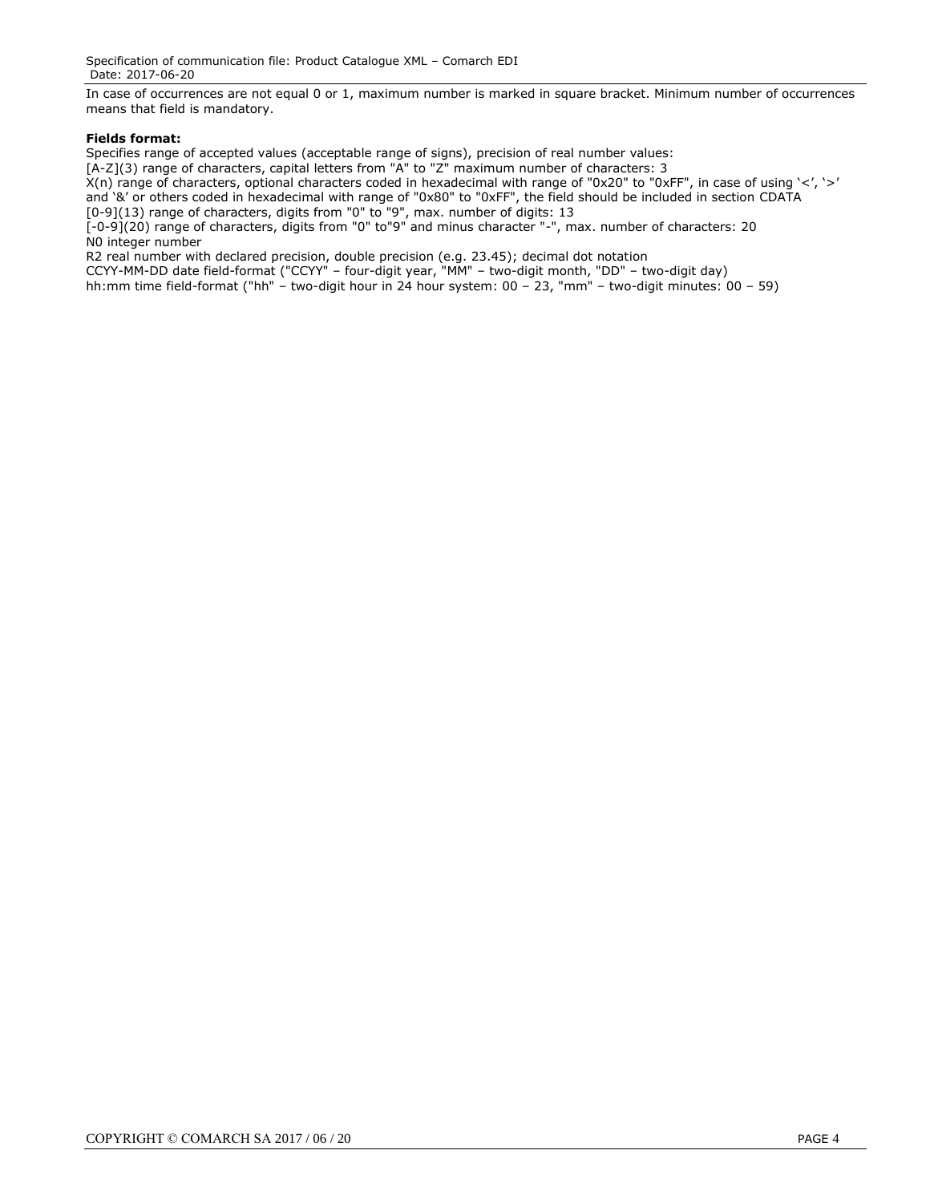In case of occurrences are not equal 0 or 1, maximum number is marked in square bracket. Minimum number of occurrences means that field is mandatory.

**Fields format:**

Specifies range of accepted values (acceptable range of signs), precision of real number values:
[A-Z](3) range of characters, capital letters from "A" to "Z" maximum number of characters: 3
X(n) range of characters, optional characters coded in hexadecimal with range of "0x20" to "0xFF", in case of using '<', '>' and '&' or others coded in hexadecimal with range of "0x80" to "0xFF", the field should be included in section CDATA
[0-9](13) range of characters, digits from "0" to "9", max. number of digits: 13
[-0-9](20) range of characters, digits from "0" to"9" and minus character "-", max. number of characters: 20
N0 integer number
R2 real number with declared precision, double precision (e.g. 23.45); decimal dot notation
CCYY-MM-DD date field-format ("CCYY" – four-digit year, "MM" – two-digit month, "DD" – two-digit day)
hh:mm time field-format ("hh" – two-digit hour in 24 hour system: 00 – 23, "mm" – two-digit minutes: 00 – 59)